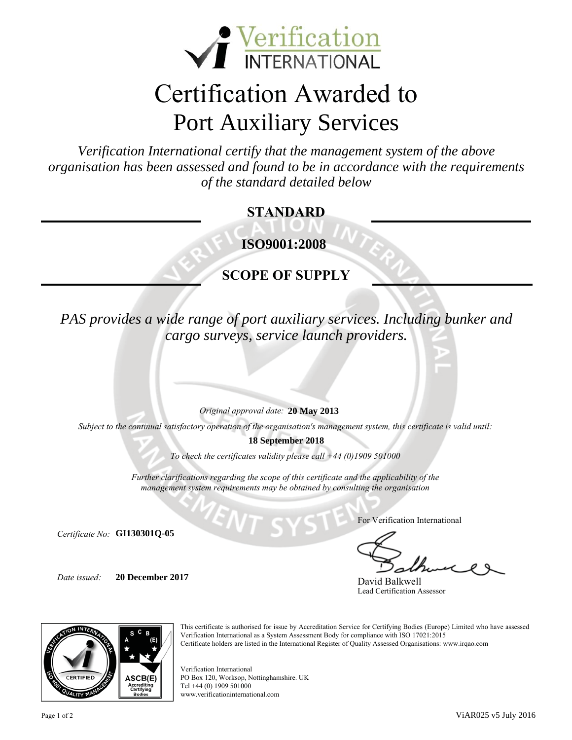Verification INTERNATIONAL

# Certification Awarded to
# Port Auxiliary Services

*Verification International certify that the management system of the above organisation has been assessed and found to be in accordance with the requirements of the standard detailed below*

## STANDARD

## ISO9001:2008

## SCOPE OF SUPPLY

*PAS provides a wide range of port auxiliary services. Including bunker and cargo surveys, service launch providers.*

*Original approval date:* **20 May 2013**

*Subject to the continual satisfactory operation of the organisation's management system, this certificate is valid until:*

**18 September 2018**

*To check the certificates validity please call +44 (0)1909 501000*

*Further clarifications regarding the scope of this certificate and the applicability of the management system requirements may be obtained by consulting the organisation*

*Certificate No:* **GI130301Q-05**

*Date issued:* **20 December 2017**

For Verification International

David Balkwell
Lead Certification Assessor

This certificate is authorised for issue by Accreditation Service for Certifying Bodies (Europe) Limited who have assessed Verification International as a System Assessment Body for compliance with ISO 17021:2015
Certificate holders are listed in the International Register of Quality Assessed Organisations: www.irqao.com

Verification International
PO Box 120, Worksop, Nottinghamshire. UK
Tel +44 (0) 1909 501000
www.verificationinternational.com

ViAR025 v5 July 2016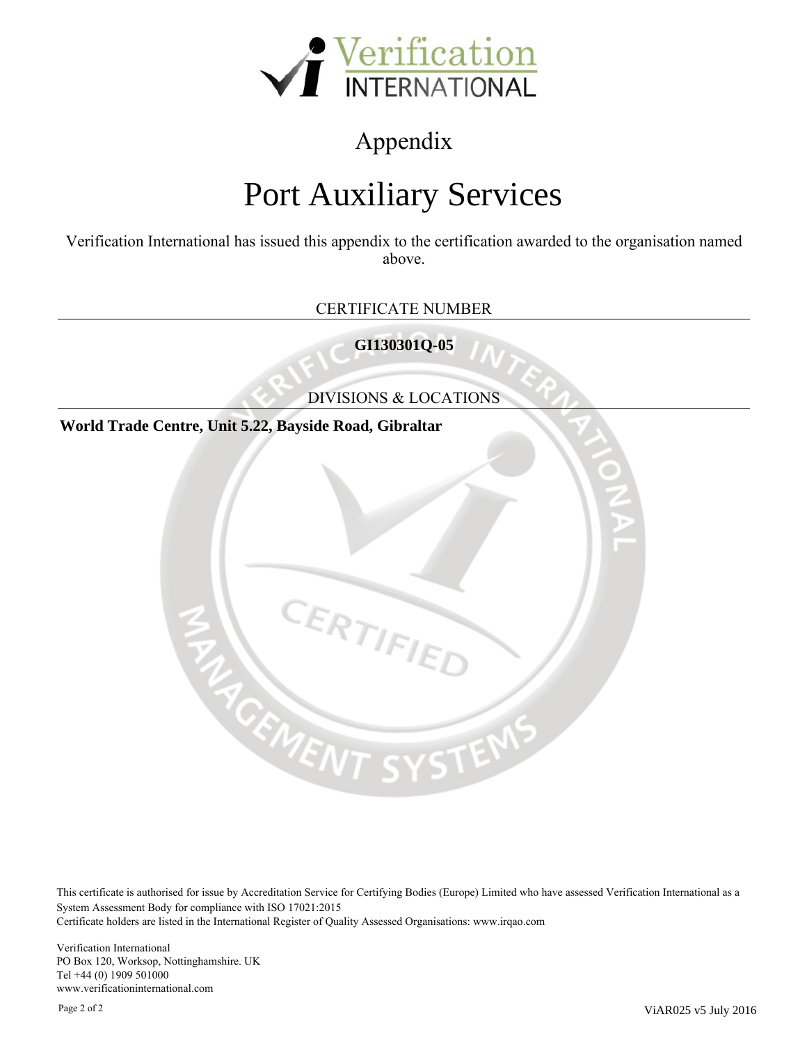# Appendix

# Port Auxiliary Services

Verification International has issued this appendix to the certification awarded to the organisation named above.

CERTIFICATE NUMBER

**GI130301Q-05**

DIVISIONS & LOCATIONS

**World Trade Centre, Unit 5.22, Bayside Road, Gibraltar**

This certificate is authorised for issue by Accreditation Service for Certifying Bodies (Europe) Limited who have assessed Verification International as a System Assessment Body for compliance with ISO 17021:2015
Certificate holders are listed in the International Register of Quality Assessed Organisations: www.irqao.com

Verification International
PO Box 120, Worksop, Nottinghamshire. UK
Tel +44 (0) 1909 501000
www.verificationinternational.com

ViAR025 v5 July 2016